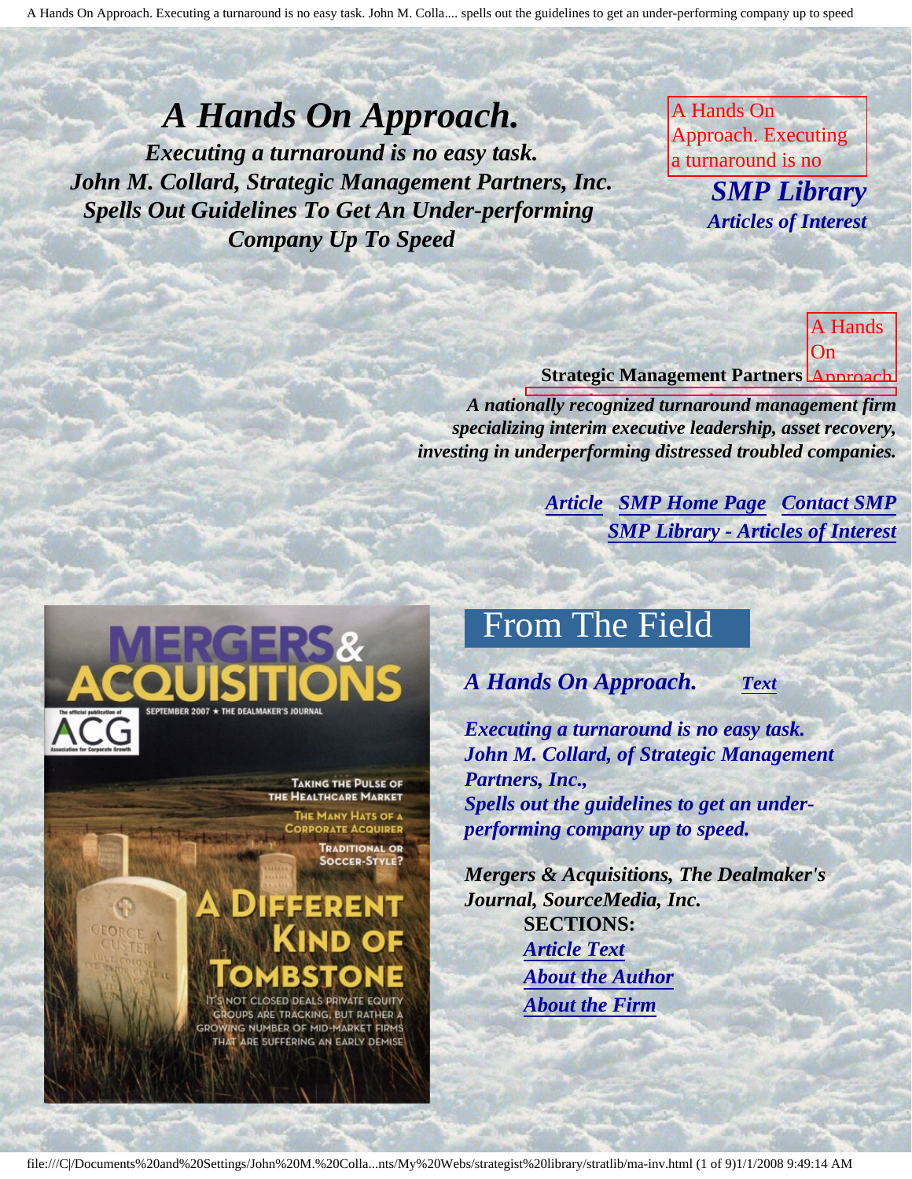# *A Hands On Approach.*

***Executing a turnaround is no easy task.***
***John M. Collard, Strategic Management Partners, Inc.***
***Spells Out Guidelines To Get An Under-performing Company Up To Speed***

A Hands On Approach. Executing a turnaround is no

## *SMP Library*

***Articles of Interest***

A Hands On Approach

**Strategic Management Partners**

***A nationally recognized turnaround management firm specializing interim executive leadership, asset recovery, investing in underperforming distressed troubled companies.***

***Article*** ***SMP Home Page*** ***Contact SMP***
***SMP Library - Articles of Interest***

MERGERS & ACQUISITIONS
SEPTEMBER 2007 ★ THE DEALMAKER'S JOURNAL
The official publication of ACG Association for Corporate Growth
TAKING THE PULSE OF THE HEALTHCARE MARKET
THE MANY HATS OF A CORPORATE ACQUIRER
TRADITIONAL OR SOCCER-STYLE?
A DIFFERENT KIND OF TOMBSTONE
IT'S NOT CLOSED DEALS PRIVATE EQUITY GROUPS ARE TRACKING, BUT RATHER A GROWING NUMBER OF MID-MARKET FIRMS THAT ARE SUFFERING AN EARLY DEMISE

## From The Field

***A Hands On Approach.*** ***Text***

***Executing a turnaround is no easy task.***
***John M. Collard, of Strategic Management Partners, Inc.,***
***Spells out the guidelines to get an under-performing company up to speed.***

***Mergers & Acquisitions, The Dealmaker's Journal, SourceMedia, Inc.***

**SECTIONS:**

- ***Article Text***
- ***About the Author***
- ***About the Firm***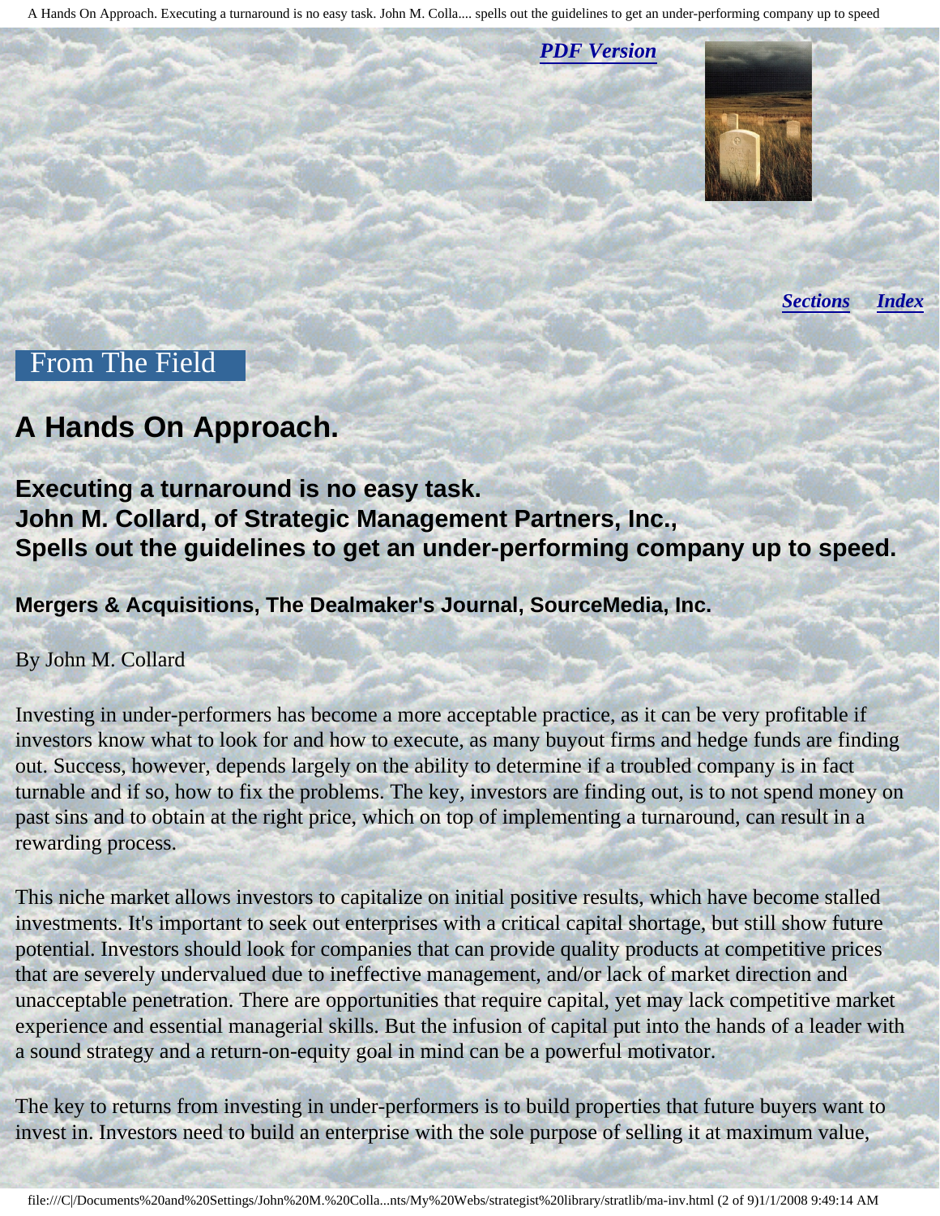[*PDF Version*](#)

[*Sections*](#) [*Index*](#)

From The Field

# A Hands On Approach.

## Executing a turnaround is no easy task.
## John M. Collard, of Strategic Management Partners, Inc.,
## Spells out the guidelines to get an under-performing company up to speed.

### Mergers & Acquisitions, The Dealmaker's Journal, SourceMedia, Inc.

By John M. Collard

Investing in under-performers has become a more acceptable practice, as it can be very profitable if investors know what to look for and how to execute, as many buyout firms and hedge funds are finding out. Success, however, depends largely on the ability to determine if a troubled company is in fact turnable and if so, how to fix the problems. The key, investors are finding out, is to not spend money on past sins and to obtain at the right price, which on top of implementing a turnaround, can result in a rewarding process.

This niche market allows investors to capitalize on initial positive results, which have become stalled investments. It's important to seek out enterprises with a critical capital shortage, but still show future potential. Investors should look for companies that can provide quality products at competitive prices that are severely undervalued due to ineffective management, and/or lack of market direction and unacceptable penetration. There are opportunities that require capital, yet may lack competitive market experience and essential managerial skills. But the infusion of capital put into the hands of a leader with a sound strategy and a return-on-equity goal in mind can be a powerful motivator.

The key to returns from investing in under-performers is to build properties that future buyers want to invest in. Investors need to build an enterprise with the sole purpose of selling it at maximum value,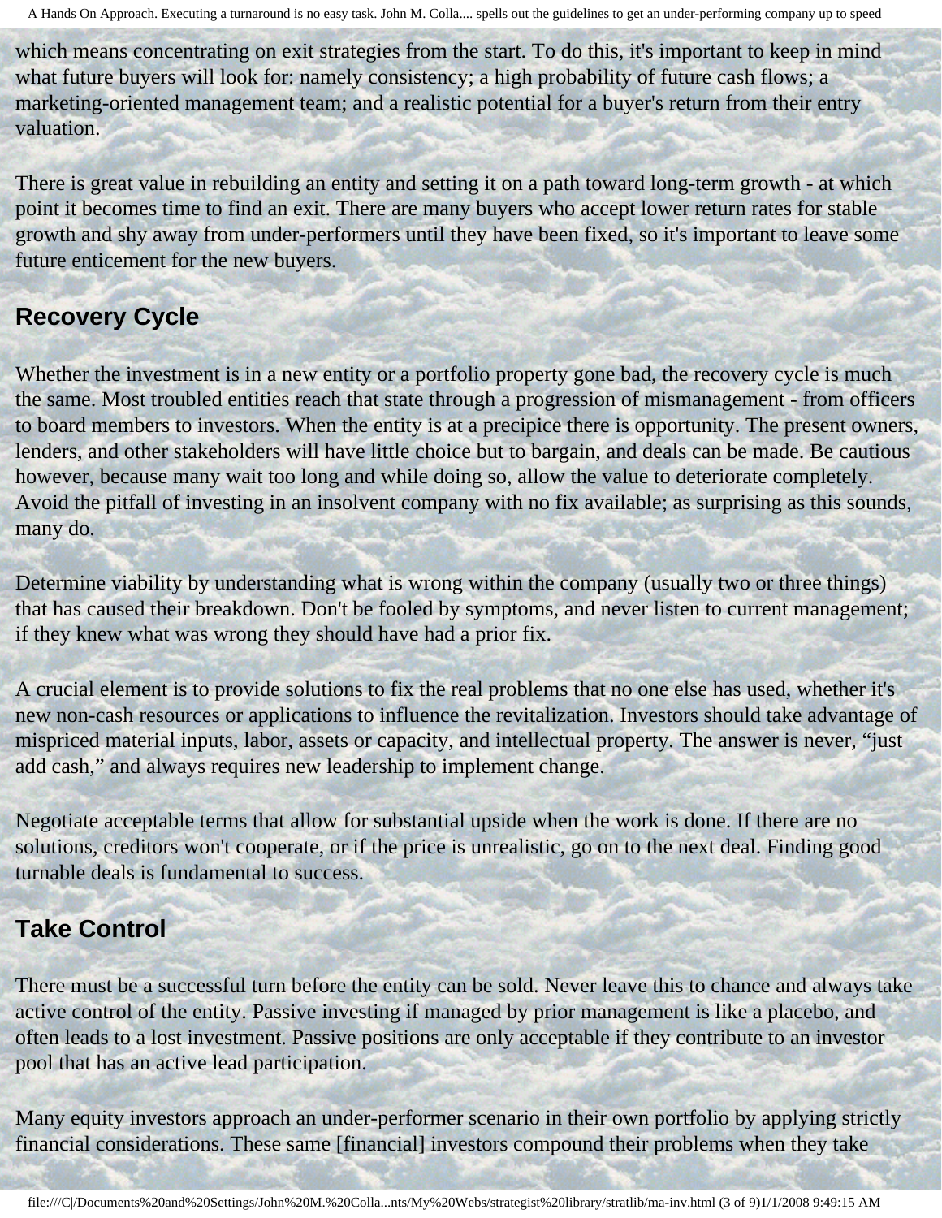which means concentrating on exit strategies from the start. To do this, it's important to keep in mind what future buyers will look for: namely consistency; a high probability of future cash flows; a marketing-oriented management team; and a realistic potential for a buyer's return from their entry valuation.

There is great value in rebuilding an entity and setting it on a path toward long-term growth - at which point it becomes time to find an exit. There are many buyers who accept lower return rates for stable growth and shy away from under-performers until they have been fixed, so it's important to leave some future enticement for the new buyers.

## Recovery Cycle

Whether the investment is in a new entity or a portfolio property gone bad, the recovery cycle is much the same. Most troubled entities reach that state through a progression of mismanagement - from officers to board members to investors. When the entity is at a precipice there is opportunity. The present owners, lenders, and other stakeholders will have little choice but to bargain, and deals can be made. Be cautious however, because many wait too long and while doing so, allow the value to deteriorate completely. Avoid the pitfall of investing in an insolvent company with no fix available; as surprising as this sounds, many do.

Determine viability by understanding what is wrong within the company (usually two or three things) that has caused their breakdown. Don't be fooled by symptoms, and never listen to current management; if they knew what was wrong they should have had a prior fix.

A crucial element is to provide solutions to fix the real problems that no one else has used, whether it's new non-cash resources or applications to influence the revitalization. Investors should take advantage of mispriced material inputs, labor, assets or capacity, and intellectual property. The answer is never, "just add cash," and always requires new leadership to implement change.

Negotiate acceptable terms that allow for substantial upside when the work is done. If there are no solutions, creditors won't cooperate, or if the price is unrealistic, go on to the next deal. Finding good turnable deals is fundamental to success.

## Take Control

There must be a successful turn before the entity can be sold. Never leave this to chance and always take active control of the entity. Passive investing if managed by prior management is like a placebo, and often leads to a lost investment. Passive positions are only acceptable if they contribute to an investor pool that has an active lead participation.

Many equity investors approach an under-performer scenario in their own portfolio by applying strictly financial considerations. These same [financial] investors compound their problems when they take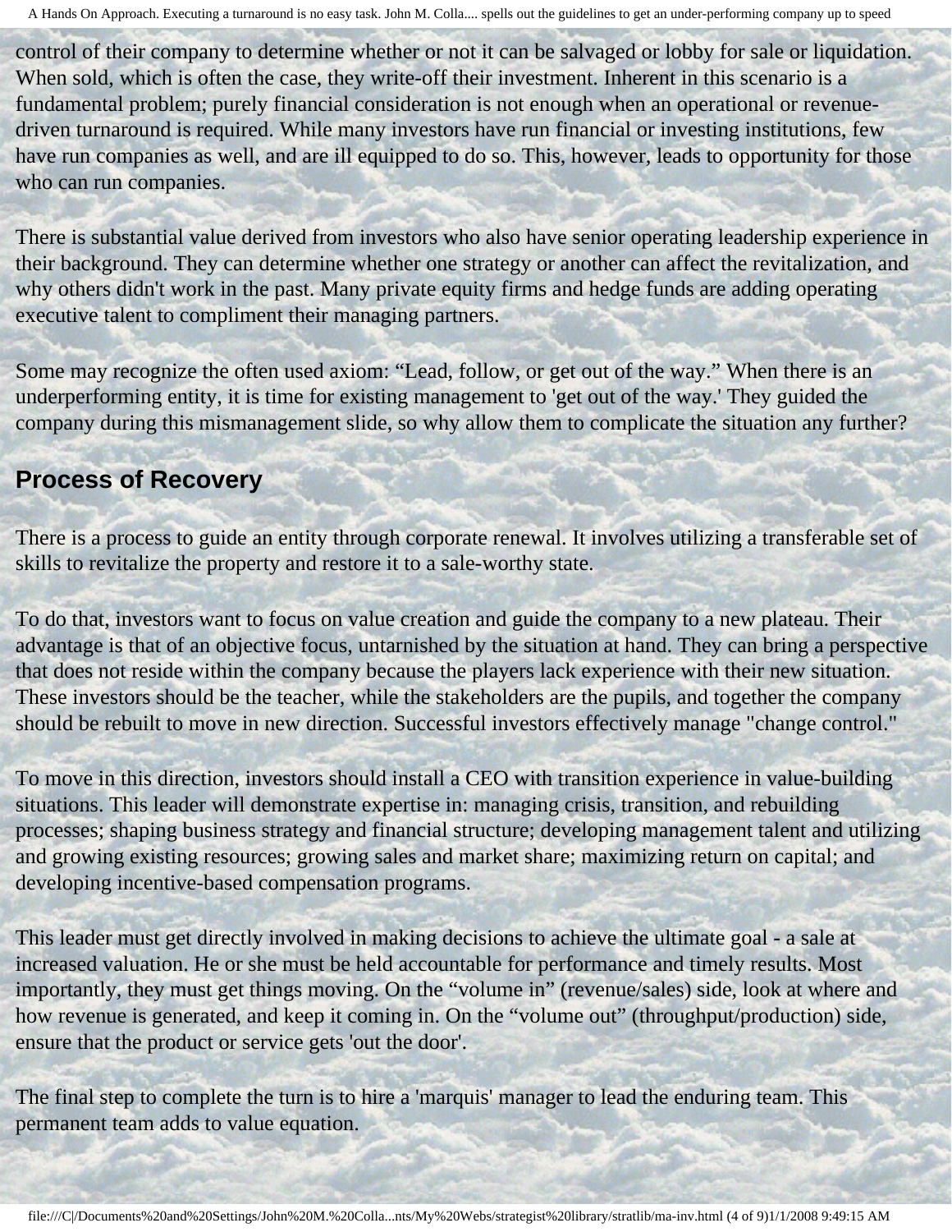control of their company to determine whether or not it can be salvaged or lobby for sale or liquidation. When sold, which is often the case, they write-off their investment. Inherent in this scenario is a fundamental problem; purely financial consideration is not enough when an operational or revenue-driven turnaround is required. While many investors have run financial or investing institutions, few have run companies as well, and are ill equipped to do so. This, however, leads to opportunity for those who can run companies.

There is substantial value derived from investors who also have senior operating leadership experience in their background. They can determine whether one strategy or another can affect the revitalization, and why others didn't work in the past. Many private equity firms and hedge funds are adding operating executive talent to compliment their managing partners.

Some may recognize the often used axiom: “Lead, follow, or get out of the way.” When there is an underperforming entity, it is time for existing management to 'get out of the way.' They guided the company during this mismanagement slide, so why allow them to complicate the situation any further?

## Process of Recovery

There is a process to guide an entity through corporate renewal. It involves utilizing a transferable set of skills to revitalize the property and restore it to a sale-worthy state.

To do that, investors want to focus on value creation and guide the company to a new plateau. Their advantage is that of an objective focus, untarnished by the situation at hand. They can bring a perspective that does not reside within the company because the players lack experience with their new situation. These investors should be the teacher, while the stakeholders are the pupils, and together the company should be rebuilt to move in new direction. Successful investors effectively manage "change control."

To move in this direction, investors should install a CEO with transition experience in value-building situations. This leader will demonstrate expertise in: managing crisis, transition, and rebuilding processes; shaping business strategy and financial structure; developing management talent and utilizing and growing existing resources; growing sales and market share; maximizing return on capital; and developing incentive-based compensation programs.

This leader must get directly involved in making decisions to achieve the ultimate goal - a sale at increased valuation. He or she must be held accountable for performance and timely results. Most importantly, they must get things moving. On the “volume in” (revenue/sales) side, look at where and how revenue is generated, and keep it coming in. On the “volume out” (throughput/production) side, ensure that the product or service gets 'out the door'.

The final step to complete the turn is to hire a 'marquis' manager to lead the enduring team. This permanent team adds to value equation.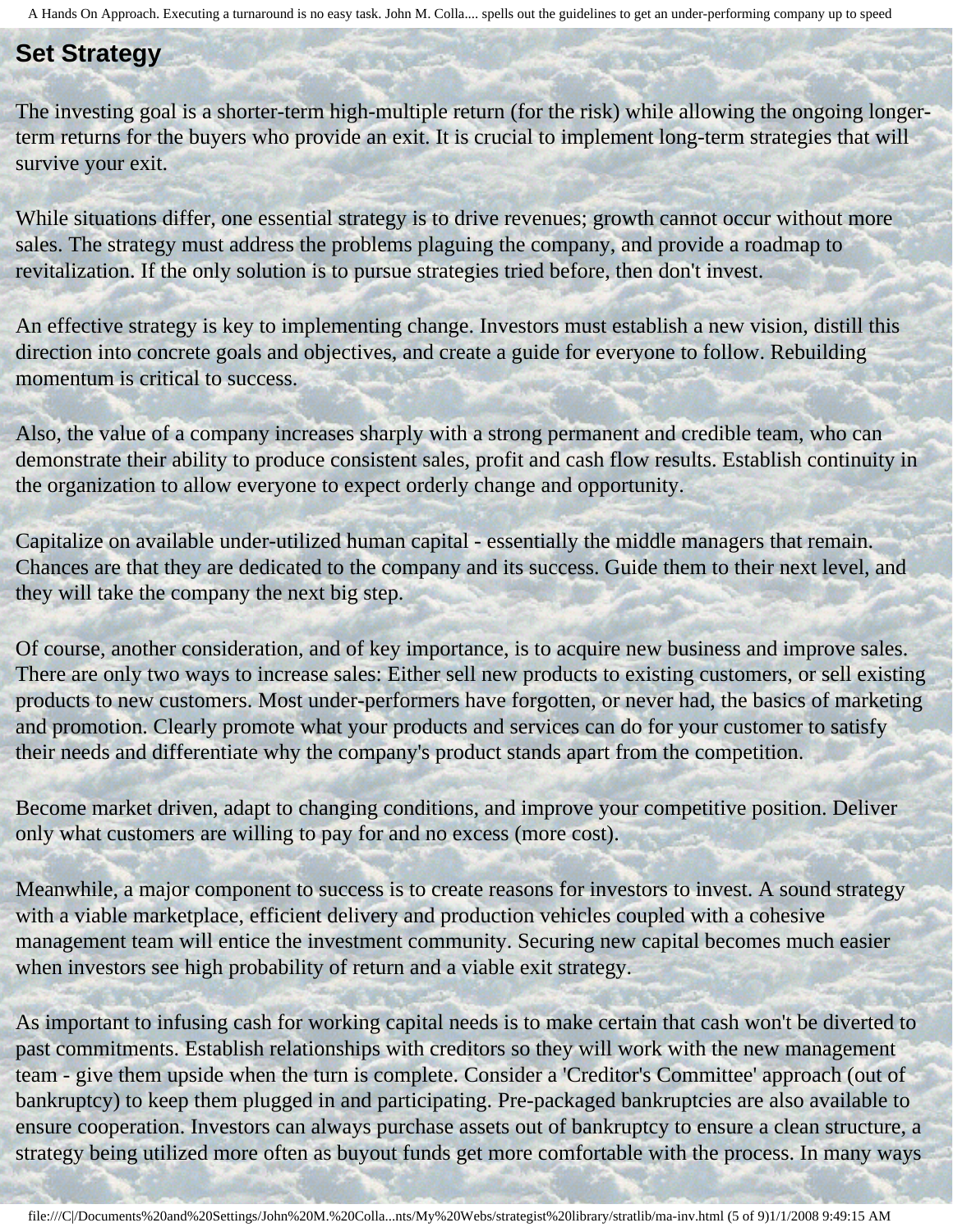## Set Strategy

The investing goal is a shorter-term high-multiple return (for the risk) while allowing the ongoing longer-term returns for the buyers who provide an exit. It is crucial to implement long-term strategies that will survive your exit.

While situations differ, one essential strategy is to drive revenues; growth cannot occur without more sales. The strategy must address the problems plaguing the company, and provide a roadmap to revitalization. If the only solution is to pursue strategies tried before, then don't invest.

An effective strategy is key to implementing change. Investors must establish a new vision, distill this direction into concrete goals and objectives, and create a guide for everyone to follow. Rebuilding momentum is critical to success.

Also, the value of a company increases sharply with a strong permanent and credible team, who can demonstrate their ability to produce consistent sales, profit and cash flow results. Establish continuity in the organization to allow everyone to expect orderly change and opportunity.

Capitalize on available under-utilized human capital - essentially the middle managers that remain. Chances are that they are dedicated to the company and its success. Guide them to their next level, and they will take the company the next big step.

Of course, another consideration, and of key importance, is to acquire new business and improve sales. There are only two ways to increase sales: Either sell new products to existing customers, or sell existing products to new customers. Most under-performers have forgotten, or never had, the basics of marketing and promotion. Clearly promote what your products and services can do for your customer to satisfy their needs and differentiate why the company's product stands apart from the competition.

Become market driven, adapt to changing conditions, and improve your competitive position. Deliver only what customers are willing to pay for and no excess (more cost).

Meanwhile, a major component to success is to create reasons for investors to invest. A sound strategy with a viable marketplace, efficient delivery and production vehicles coupled with a cohesive management team will entice the investment community. Securing new capital becomes much easier when investors see high probability of return and a viable exit strategy.

As important to infusing cash for working capital needs is to make certain that cash won't be diverted to past commitments. Establish relationships with creditors so they will work with the new management team - give them upside when the turn is complete. Consider a 'Creditor's Committee' approach (out of bankruptcy) to keep them plugged in and participating. Pre-packaged bankruptcies are also available to ensure cooperation. Investors can always purchase assets out of bankruptcy to ensure a clean structure, a strategy being utilized more often as buyout funds get more comfortable with the process. In many ways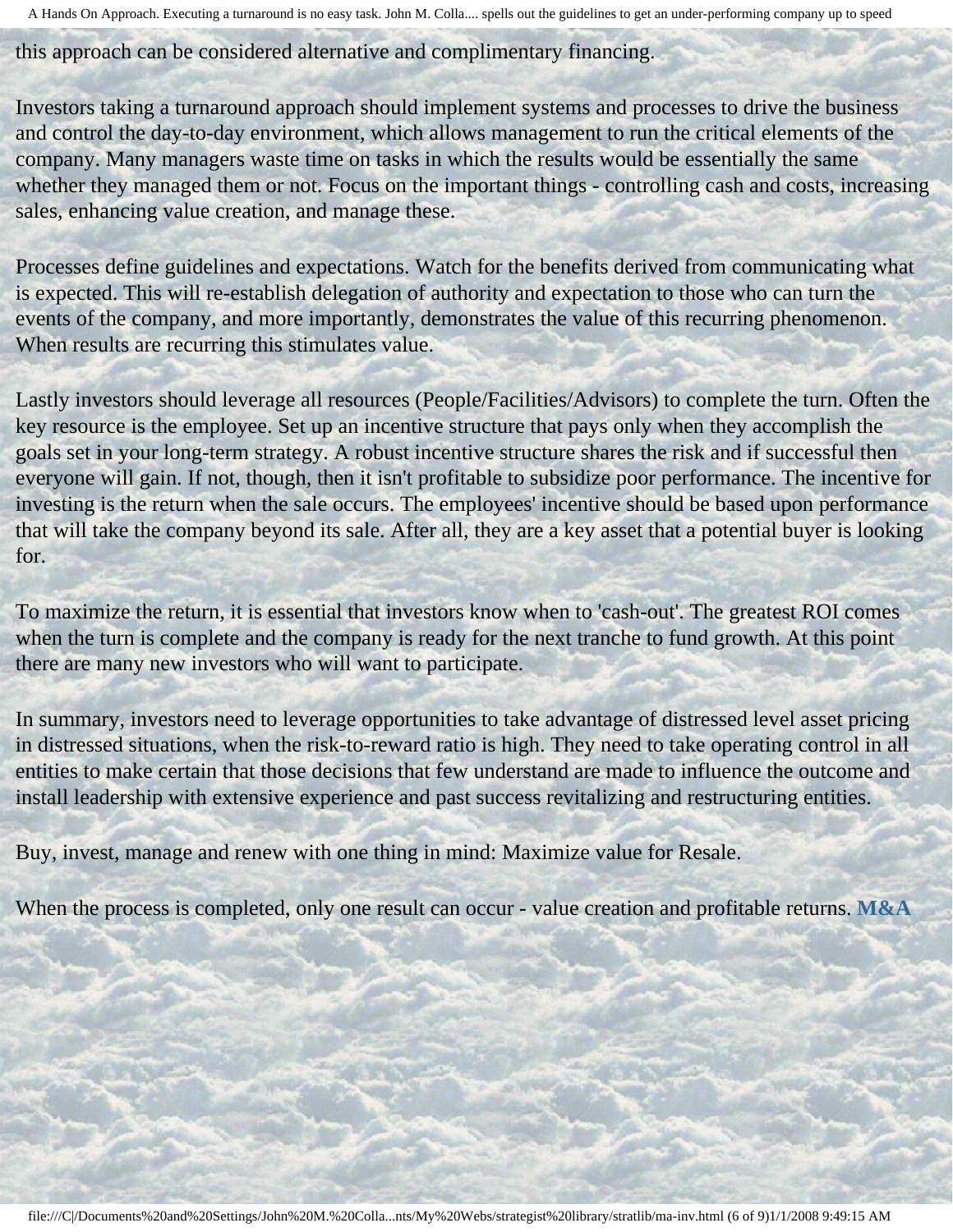this approach can be considered alternative and complimentary financing.

Investors taking a turnaround approach should implement systems and processes to drive the business and control the day-to-day environment, which allows management to run the critical elements of the company. Many managers waste time on tasks in which the results would be essentially the same whether they managed them or not. Focus on the important things - controlling cash and costs, increasing sales, enhancing value creation, and manage these.

Processes define guidelines and expectations. Watch for the benefits derived from communicating what is expected. This will re-establish delegation of authority and expectation to those who can turn the events of the company, and more importantly, demonstrates the value of this recurring phenomenon. When results are recurring this stimulates value.

Lastly investors should leverage all resources (People/Facilities/Advisors) to complete the turn. Often the key resource is the employee. Set up an incentive structure that pays only when they accomplish the goals set in your long-term strategy. A robust incentive structure shares the risk and if successful then everyone will gain. If not, though, then it isn't profitable to subsidize poor performance. The incentive for investing is the return when the sale occurs. The employees' incentive should be based upon performance that will take the company beyond its sale. After all, they are a key asset that a potential buyer is looking for.

To maximize the return, it is essential that investors know when to 'cash-out'. The greatest ROI comes when the turn is complete and the company is ready for the next tranche to fund growth. At this point there are many new investors who will want to participate.

In summary, investors need to leverage opportunities to take advantage of distressed level asset pricing in distressed situations, when the risk-to-reward ratio is high. They need to take operating control in all entities to make certain that those decisions that few understand are made to influence the outcome and install leadership with extensive experience and past success revitalizing and restructuring entities.

Buy, invest, manage and renew with one thing in mind: Maximize value for Resale.

When the process is completed, only one result can occur - value creation and profitable returns. **M&A**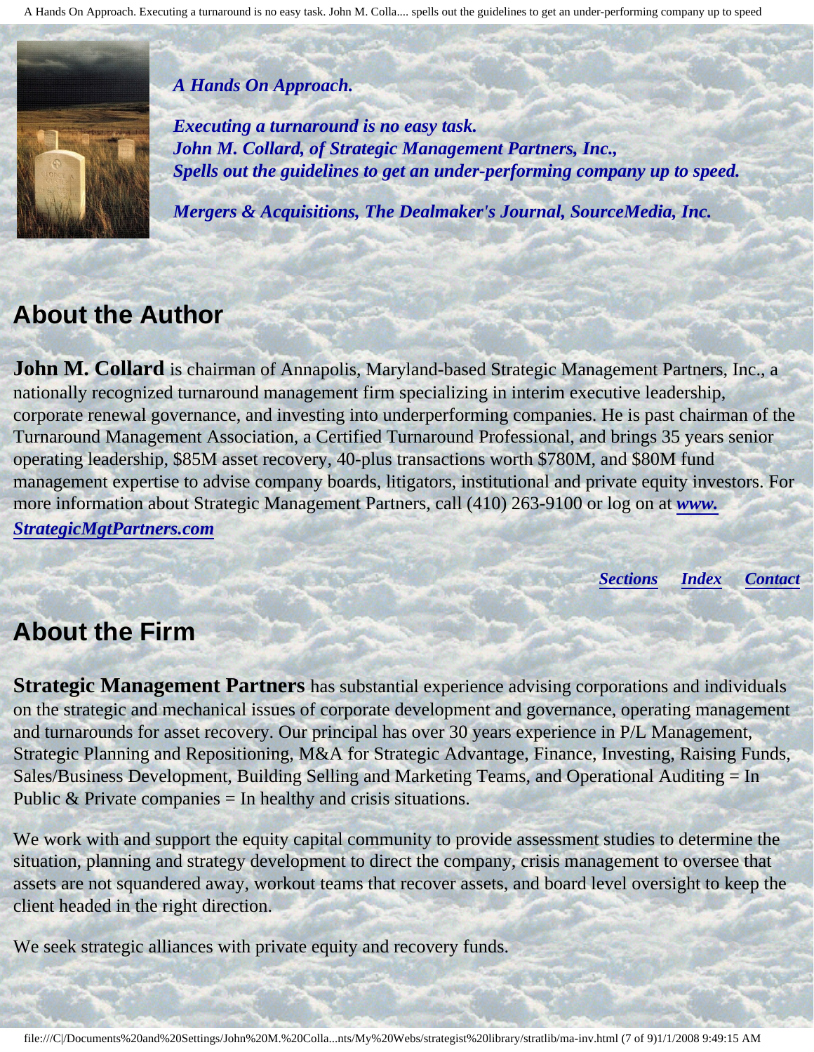*A Hands On Approach.*

*Executing a turnaround is no easy task.*
*John M. Collard, of Strategic Management Partners, Inc.,*
*Spells out the guidelines to get an under-performing company up to speed.*

*Mergers & Acquisitions, The Dealmaker's Journal, SourceMedia, Inc.*

## About the Author

**John M. Collard** is chairman of Annapolis, Maryland-based Strategic Management Partners, Inc., a nationally recognized turnaround management firm specializing in interim executive leadership, corporate renewal governance, and investing into underperforming companies. He is past chairman of the Turnaround Management Association, a Certified Turnaround Professional, and brings 35 years senior operating leadership, $85M asset recovery, 40-plus transactions worth $780M, and $80M fund management expertise to advise company boards, litigators, institutional and private equity investors. For more information about Strategic Management Partners, call (410) 263-9100 or log on at ***www. StrategicMgtPartners.com***

*Sections* *Index* *Contact*

## About the Firm

**Strategic Management Partners** has substantial experience advising corporations and individuals on the strategic and mechanical issues of corporate development and governance, operating management and turnarounds for asset recovery. Our principal has over 30 years experience in P/L Management, Strategic Planning and Repositioning, M&A for Strategic Advantage, Finance, Investing, Raising Funds, Sales/Business Development, Building Selling and Marketing Teams, and Operational Auditing = In Public & Private companies = In healthy and crisis situations.

We work with and support the equity capital community to provide assessment studies to determine the situation, planning and strategy development to direct the company, crisis management to oversee that assets are not squandered away, workout teams that recover assets, and board level oversight to keep the client headed in the right direction.

We seek strategic alliances with private equity and recovery funds.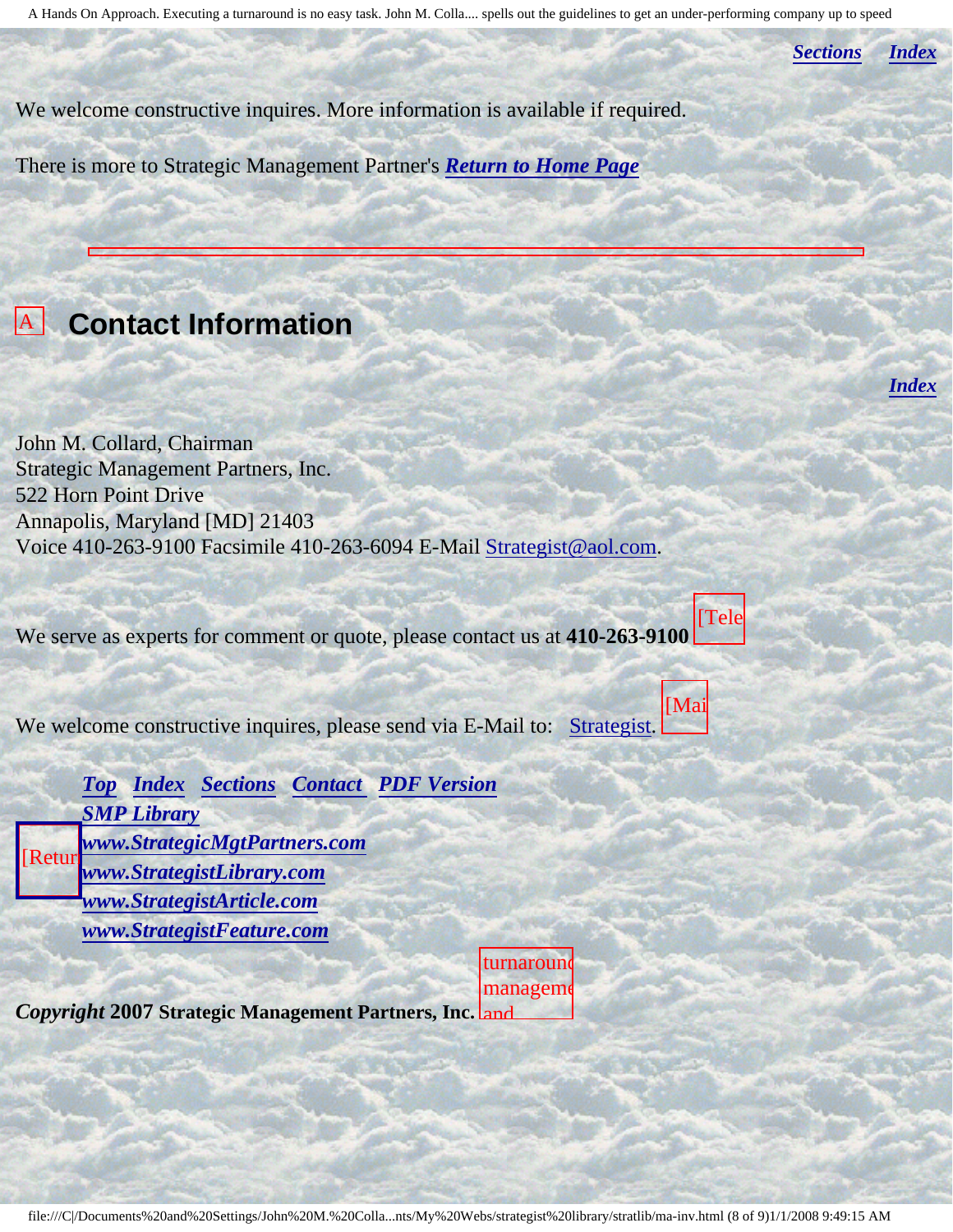***Sections*** ***Index***

We welcome constructive inquires. More information is available if required.

There is more to Strategic Management Partner's ***Return to Home Page***

## Contact Information

***Index***

John M. Collard, Chairman
Strategic Management Partners, Inc.
522 Horn Point Drive
Annapolis, Maryland [MD] 21403
Voice 410-263-9100 Facsimile 410-263-6094 E-Mail Strategist@aol.com.

We serve as experts for comment or quote, please contact us at **410-263-9100**

We welcome constructive inquires, please send via E-Mail to: Strategist.

***Top*** ***Index*** ***Sections*** ***Contact*** ***PDF Version***
***SMP Library***
***www.StrategicMgtPartners.com***
***www.StrategistLibrary.com***
***www.StrategistArticle.com***
***www.StrategistFeature.com***

***Copyright*** **2007 Strategic Management Partners, Inc.**